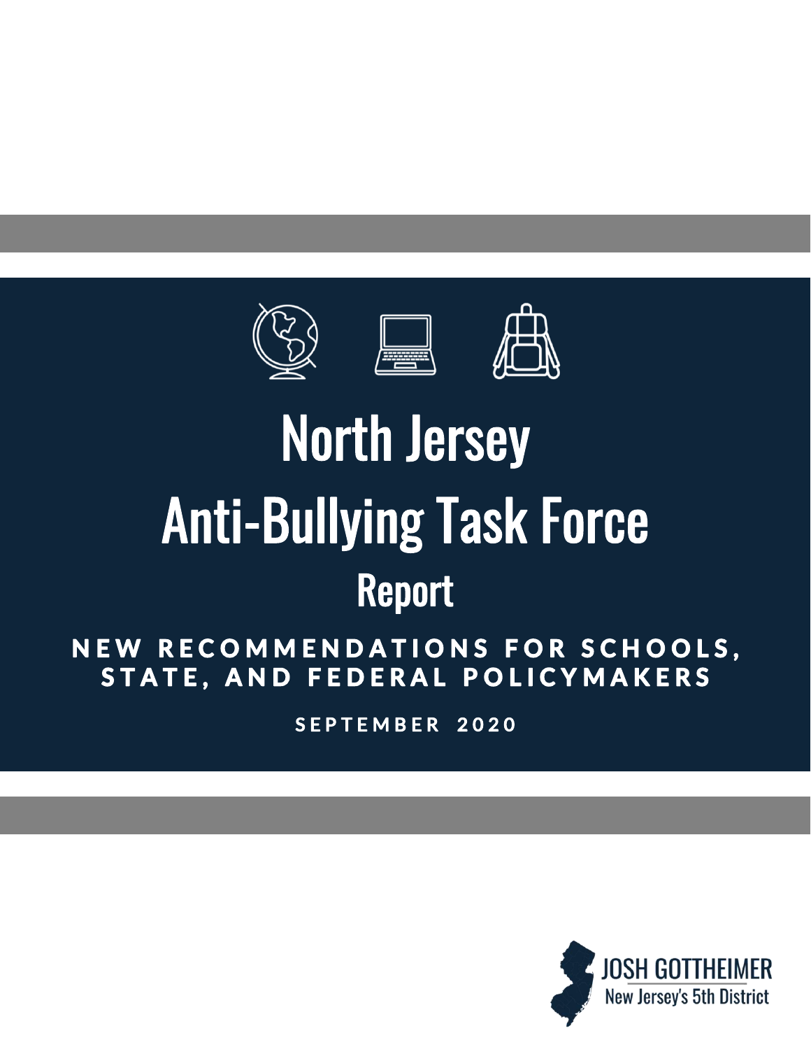# North Jersey Anti-Bullying Task Force

## Report

NEW RECOMMENDATIONS FOR SCHOOLS, STATE, AND FEDERAL POLICYMAKERS

SEPTEMBER 2020

JOSH GOTTHEIMER

New Jersey's 5th District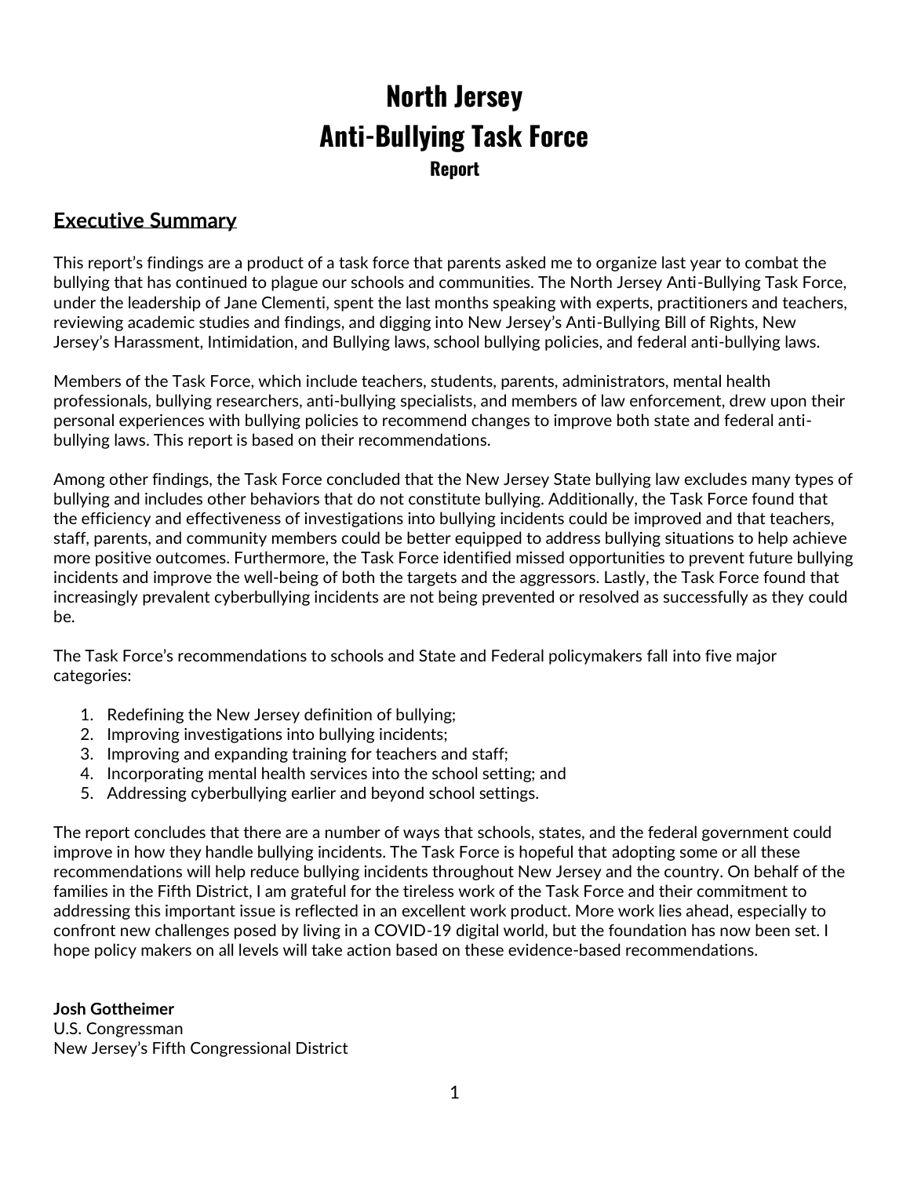# North Jersey
# Anti-Bullying Task Force
### Report

## Executive Summary

This report's findings are a product of a task force that parents asked me to organize last year to combat the bullying that has continued to plague our schools and communities. The North Jersey Anti-Bullying Task Force, under the leadership of Jane Clementi, spent the last months speaking with experts, practitioners and teachers, reviewing academic studies and findings, and digging into New Jersey's Anti-Bullying Bill of Rights, New Jersey's Harassment, Intimidation, and Bullying laws, school bullying policies, and federal anti-bullying laws.

Members of the Task Force, which include teachers, students, parents, administrators, mental health professionals, bullying researchers, anti-bullying specialists, and members of law enforcement, drew upon their personal experiences with bullying policies to recommend changes to improve both state and federal anti-bullying laws. This report is based on their recommendations.

Among other findings, the Task Force concluded that the New Jersey State bullying law excludes many types of bullying and includes other behaviors that do not constitute bullying. Additionally, the Task Force found that the efficiency and effectiveness of investigations into bullying incidents could be improved and that teachers, staff, parents, and community members could be better equipped to address bullying situations to help achieve more positive outcomes. Furthermore, the Task Force identified missed opportunities to prevent future bullying incidents and improve the well-being of both the targets and the aggressors. Lastly, the Task Force found that increasingly prevalent cyberbullying incidents are not being prevented or resolved as successfully as they could be.

The Task Force's recommendations to schools and State and Federal policymakers fall into five major categories:

1. Redefining the New Jersey definition of bullying;
2. Improving investigations into bullying incidents;
3. Improving and expanding training for teachers and staff;
4. Incorporating mental health services into the school setting; and
5. Addressing cyberbullying earlier and beyond school settings.

The report concludes that there are a number of ways that schools, states, and the federal government could improve in how they handle bullying incidents. The Task Force is hopeful that adopting some or all these recommendations will help reduce bullying incidents throughout New Jersey and the country. On behalf of the families in the Fifth District, I am grateful for the tireless work of the Task Force and their commitment to addressing this important issue is reflected in an excellent work product. More work lies ahead, especially to confront new challenges posed by living in a COVID-19 digital world, but the foundation has now been set. I hope policy makers on all levels will take action based on these evidence-based recommendations.

**Josh Gottheimer**
U.S. Congressman
New Jersey's Fifth Congressional District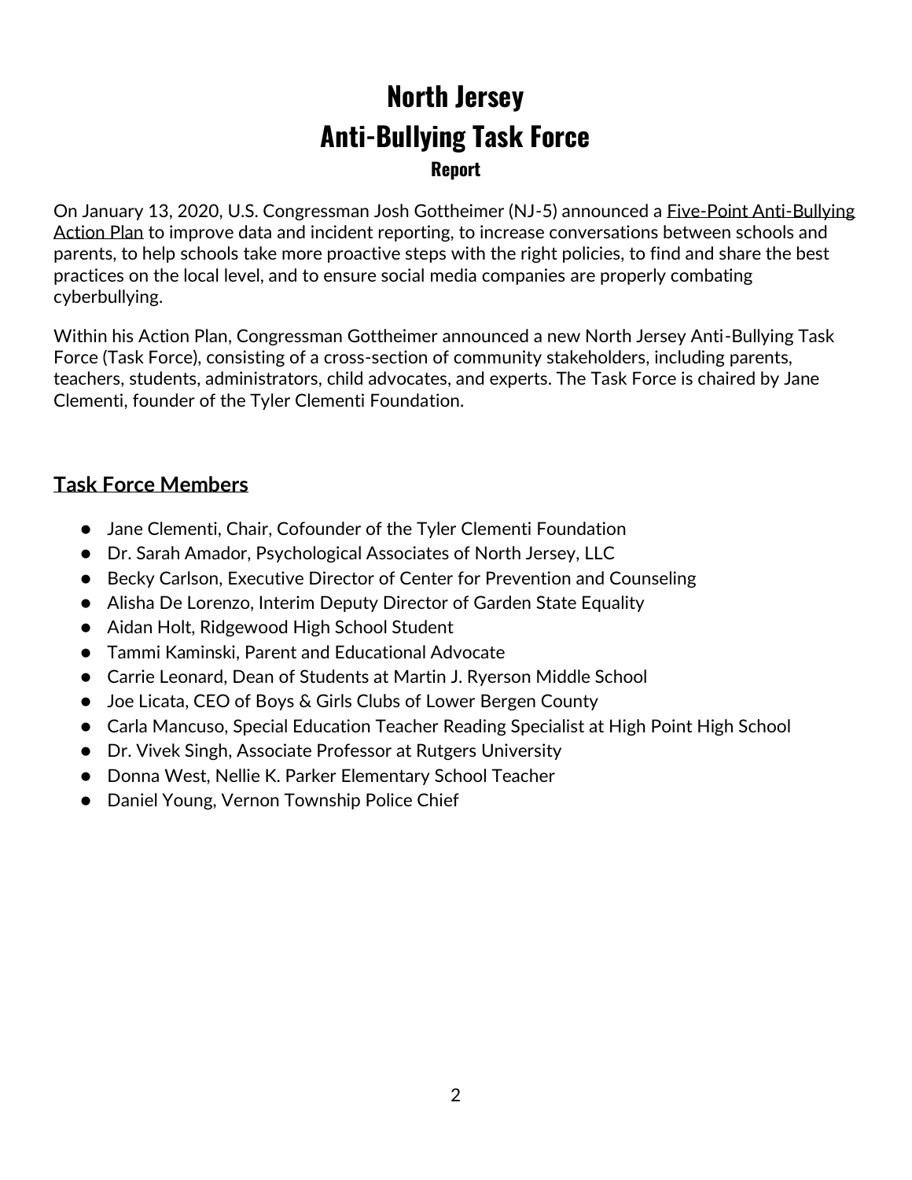# North Jersey
# Anti-Bullying Task Force
### Report

On January 13, 2020, U.S. Congressman Josh Gottheimer (NJ-5) announced a Five-Point Anti-Bullying Action Plan to improve data and incident reporting, to increase conversations between schools and parents, to help schools take more proactive steps with the right policies, to find and share the best practices on the local level, and to ensure social media companies are properly combating cyberbullying.

Within his Action Plan, Congressman Gottheimer announced a new North Jersey Anti-Bullying Task Force (Task Force), consisting of a cross-section of community stakeholders, including parents, teachers, students, administrators, child advocates, and experts. The Task Force is chaired by Jane Clementi, founder of the Tyler Clementi Foundation.

## Task Force Members

- Jane Clementi, Chair, Cofounder of the Tyler Clementi Foundation
- Dr. Sarah Amador, Psychological Associates of North Jersey, LLC
- Becky Carlson, Executive Director of Center for Prevention and Counseling
- Alisha De Lorenzo, Interim Deputy Director of Garden State Equality
- Aidan Holt, Ridgewood High School Student
- Tammi Kaminski, Parent and Educational Advocate
- Carrie Leonard, Dean of Students at Martin J. Ryerson Middle School
- Joe Licata, CEO of Boys & Girls Clubs of Lower Bergen County
- Carla Mancuso, Special Education Teacher Reading Specialist at High Point High School
- Dr. Vivek Singh, Associate Professor at Rutgers University
- Donna West, Nellie K. Parker Elementary School Teacher
- Daniel Young, Vernon Township Police Chief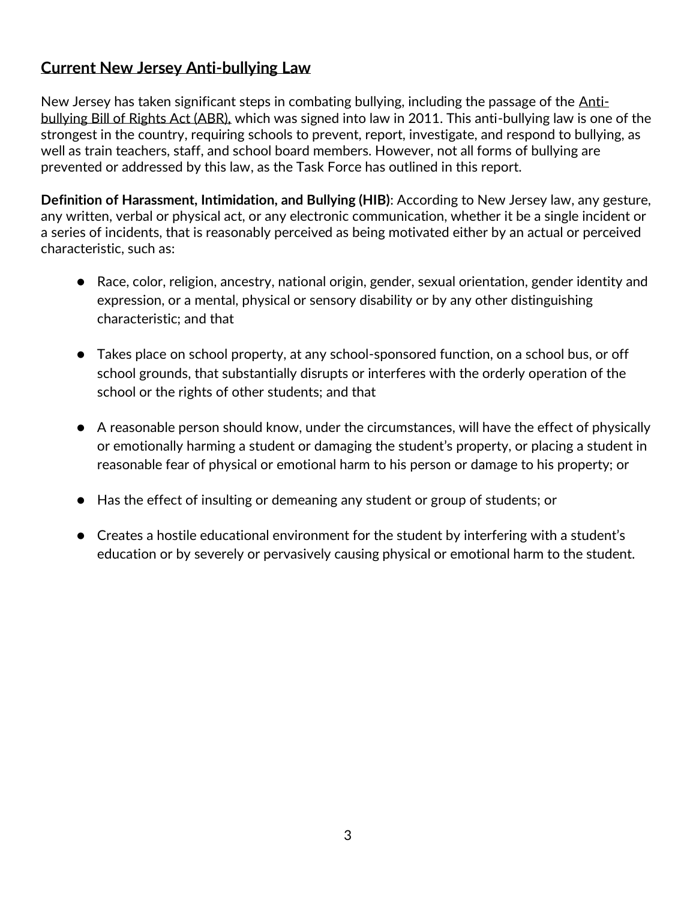## Current New Jersey Anti-bullying Law

New Jersey has taken significant steps in combating bullying, including the passage of the Anti-bullying Bill of Rights Act (ABR), which was signed into law in 2011. This anti-bullying law is one of the strongest in the country, requiring schools to prevent, report, investigate, and respond to bullying, as well as train teachers, staff, and school board members. However, not all forms of bullying are prevented or addressed by this law, as the Task Force has outlined in this report.

**Definition of Harassment, Intimidation, and Bullying (HIB)**: According to New Jersey law, any gesture, any written, verbal or physical act, or any electronic communication, whether it be a single incident or a series of incidents, that is reasonably perceived as being motivated either by an actual or perceived characteristic, such as:

- Race, color, religion, ancestry, national origin, gender, sexual orientation, gender identity and expression, or a mental, physical or sensory disability or by any other distinguishing characteristic; and that

- Takes place on school property, at any school-sponsored function, on a school bus, or off school grounds, that substantially disrupts or interferes with the orderly operation of the school or the rights of other students; and that

- A reasonable person should know, under the circumstances, will have the effect of physically or emotionally harming a student or damaging the student's property, or placing a student in reasonable fear of physical or emotional harm to his person or damage to his property; or

- Has the effect of insulting or demeaning any student or group of students; or

- Creates a hostile educational environment for the student by interfering with a student's education or by severely or pervasively causing physical or emotional harm to the student.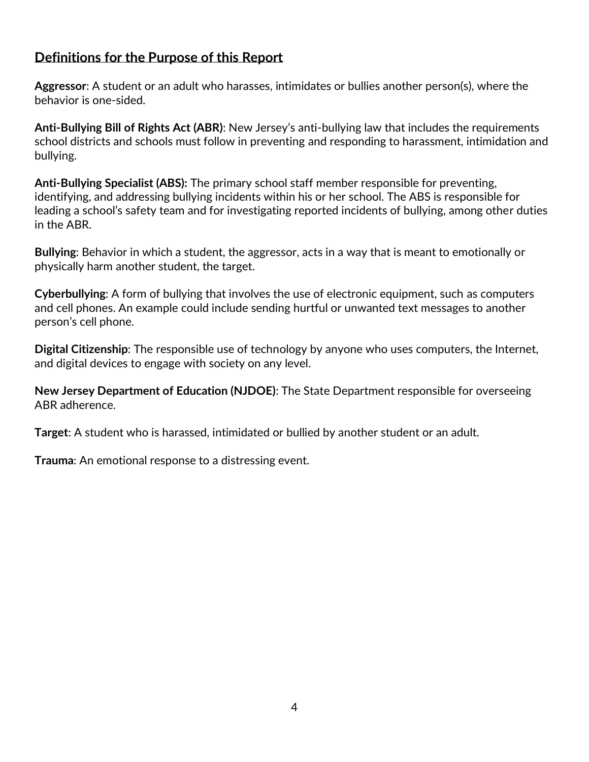## Definitions for the Purpose of this Report

**Aggressor**: A student or an adult who harasses, intimidates or bullies another person(s), where the behavior is one-sided.

**Anti-Bullying Bill of Rights Act (ABR)**: New Jersey's anti-bullying law that includes the requirements school districts and schools must follow in preventing and responding to harassment, intimidation and bullying.

**Anti-Bullying Specialist (ABS):** The primary school staff member responsible for preventing, identifying, and addressing bullying incidents within his or her school. The ABS is responsible for leading a school's safety team and for investigating reported incidents of bullying, among other duties in the ABR.

**Bullying**: Behavior in which a student, the aggressor, acts in a way that is meant to emotionally or physically harm another student, the target.

**Cyberbullying**: A form of bullying that involves the use of electronic equipment, such as computers and cell phones. An example could include sending hurtful or unwanted text messages to another person's cell phone.

**Digital Citizenship**: The responsible use of technology by anyone who uses computers, the Internet, and digital devices to engage with society on any level.

**New Jersey Department of Education (NJDOE)**: The State Department responsible for overseeing ABR adherence.

**Target**: A student who is harassed, intimidated or bullied by another student or an adult.

**Trauma**: An emotional response to a distressing event.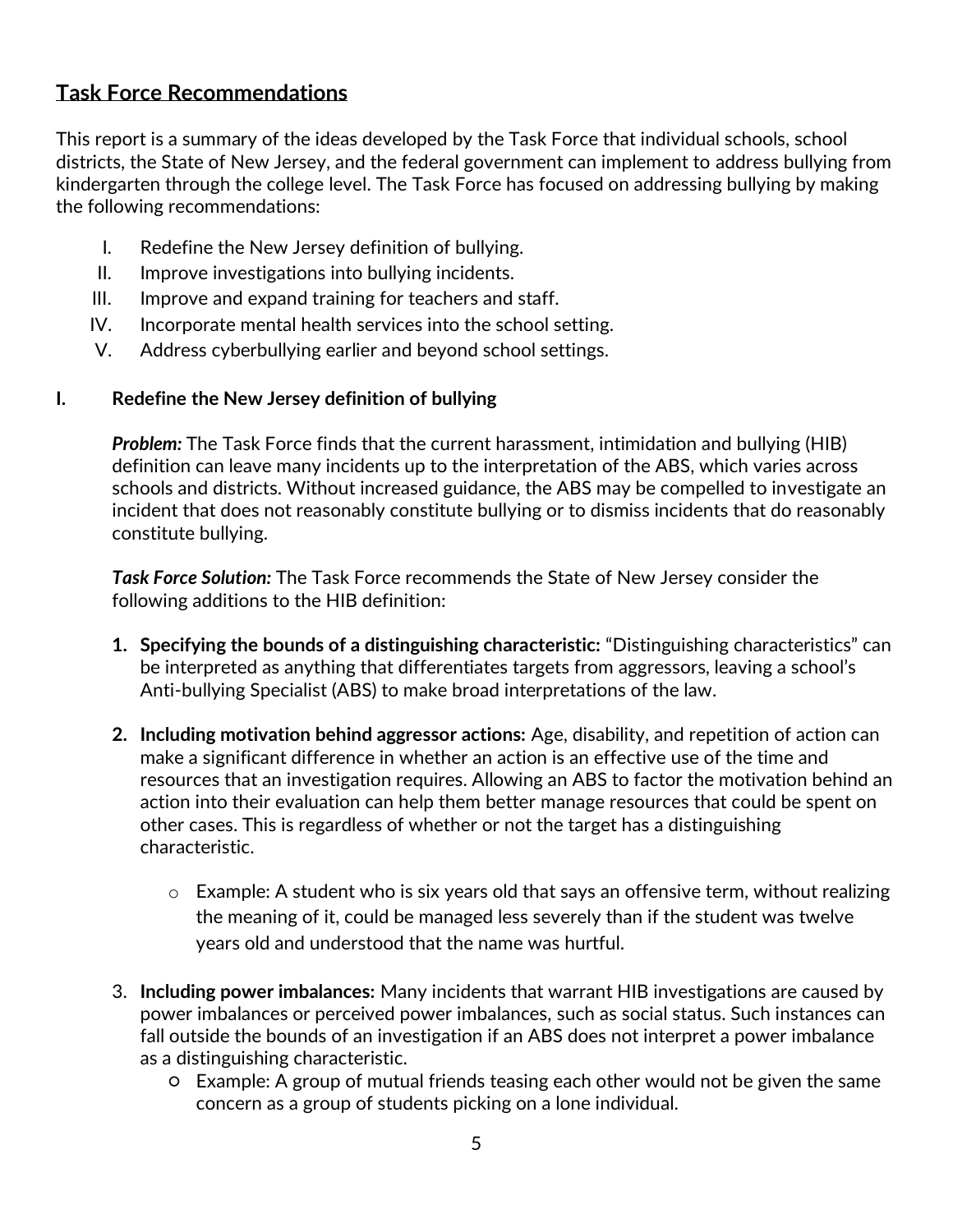## Task Force Recommendations

This report is a summary of the ideas developed by the Task Force that individual schools, school districts, the State of New Jersey, and the federal government can implement to address bullying from kindergarten through the college level. The Task Force has focused on addressing bullying by making the following recommendations:

I. Redefine the New Jersey definition of bullying.
II. Improve investigations into bullying incidents.
III. Improve and expand training for teachers and staff.
IV. Incorporate mental health services into the school setting.
V. Address cyberbullying earlier and beyond school settings.

### I. Redefine the New Jersey definition of bullying

***Problem:*** The Task Force finds that the current harassment, intimidation and bullying (HIB) definition can leave many incidents up to the interpretation of the ABS, which varies across schools and districts. Without increased guidance, the ABS may be compelled to investigate an incident that does not reasonably constitute bullying or to dismiss incidents that do reasonably constitute bullying.

***Task Force Solution:*** The Task Force recommends the State of New Jersey consider the following additions to the HIB definition:

1. **Specifying the bounds of a distinguishing characteristic:** "Distinguishing characteristics" can be interpreted as anything that differentiates targets from aggressors, leaving a school's Anti-bullying Specialist (ABS) to make broad interpretations of the law.

2. **Including motivation behind aggressor actions:** Age, disability, and repetition of action can make a significant difference in whether an action is an effective use of the time and resources that an investigation requires. Allowing an ABS to factor the motivation behind an action into their evaluation can help them better manage resources that could be spent on other cases. This is regardless of whether or not the target has a distinguishing characteristic.

    - Example: A student who is six years old that says an offensive term, without realizing the meaning of it, could be managed less severely than if the student was twelve years old and understood that the name was hurtful.

3. **Including power imbalances:** Many incidents that warrant HIB investigations are caused by power imbalances or perceived power imbalances, such as social status. Such instances can fall outside the bounds of an investigation if an ABS does not interpret a power imbalance as a distinguishing characteristic.
    - Example: A group of mutual friends teasing each other would not be given the same concern as a group of students picking on a lone individual.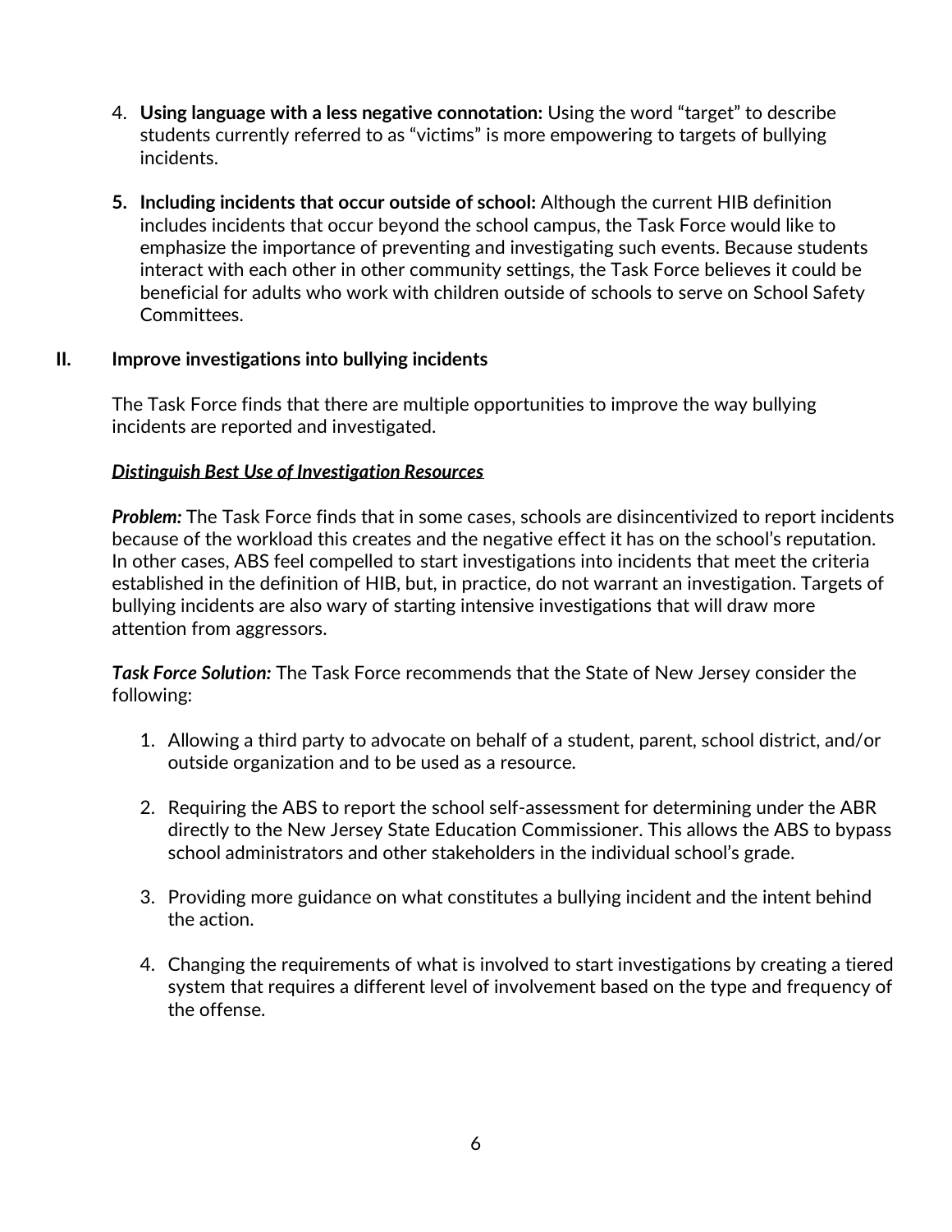4. **Using language with a less negative connotation:** Using the word "target" to describe students currently referred to as "victims" is more empowering to targets of bullying incidents.

5. **Including incidents that occur outside of school:** Although the current HIB definition includes incidents that occur beyond the school campus, the Task Force would like to emphasize the importance of preventing and investigating such events. Because students interact with each other in other community settings, the Task Force believes it could be beneficial for adults who work with children outside of schools to serve on School Safety Committees.

## II. Improve investigations into bullying incidents

The Task Force finds that there are multiple opportunities to improve the way bullying incidents are reported and investigated.

### ***Distinguish Best Use of Investigation Resources***

***Problem:*** The Task Force finds that in some cases, schools are disincentivized to report incidents because of the workload this creates and the negative effect it has on the school's reputation. In other cases, ABS feel compelled to start investigations into incidents that meet the criteria established in the definition of HIB, but, in practice, do not warrant an investigation. Targets of bullying incidents are also wary of starting intensive investigations that will draw more attention from aggressors.

***Task Force Solution:*** The Task Force recommends that the State of New Jersey consider the following:

1. Allowing a third party to advocate on behalf of a student, parent, school district, and/or outside organization and to be used as a resource.

2. Requiring the ABS to report the school self-assessment for determining under the ABR directly to the New Jersey State Education Commissioner. This allows the ABS to bypass school administrators and other stakeholders in the individual school's grade.

3. Providing more guidance on what constitutes a bullying incident and the intent behind the action.

4. Changing the requirements of what is involved to start investigations by creating a tiered system that requires a different level of involvement based on the type and frequency of the offense.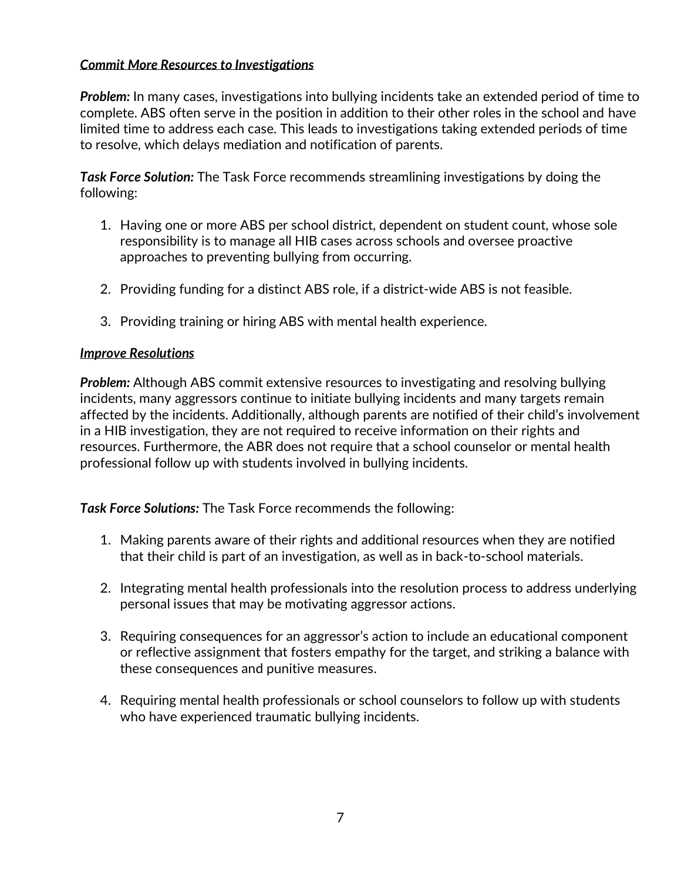***Commit More Resources to Investigations***

***Problem:*** In many cases, investigations into bullying incidents take an extended period of time to complete. ABS often serve in the position in addition to their other roles in the school and have limited time to address each case. This leads to investigations taking extended periods of time to resolve, which delays mediation and notification of parents.

***Task Force Solution:*** The Task Force recommends streamlining investigations by doing the following:

1. Having one or more ABS per school district, dependent on student count, whose sole responsibility is to manage all HIB cases across schools and oversee proactive approaches to preventing bullying from occurring.

2. Providing funding for a distinct ABS role, if a district-wide ABS is not feasible.

3. Providing training or hiring ABS with mental health experience.

***Improve Resolutions***

***Problem:*** Although ABS commit extensive resources to investigating and resolving bullying incidents, many aggressors continue to initiate bullying incidents and many targets remain affected by the incidents. Additionally, although parents are notified of their child's involvement in a HIB investigation, they are not required to receive information on their rights and resources. Furthermore, the ABR does not require that a school counselor or mental health professional follow up with students involved in bullying incidents.

***Task Force Solutions:*** The Task Force recommends the following:

1. Making parents aware of their rights and additional resources when they are notified that their child is part of an investigation, as well as in back-to-school materials.

2. Integrating mental health professionals into the resolution process to address underlying personal issues that may be motivating aggressor actions.

3. Requiring consequences for an aggressor's action to include an educational component or reflective assignment that fosters empathy for the target, and striking a balance with these consequences and punitive measures.

4. Requiring mental health professionals or school counselors to follow up with students who have experienced traumatic bullying incidents.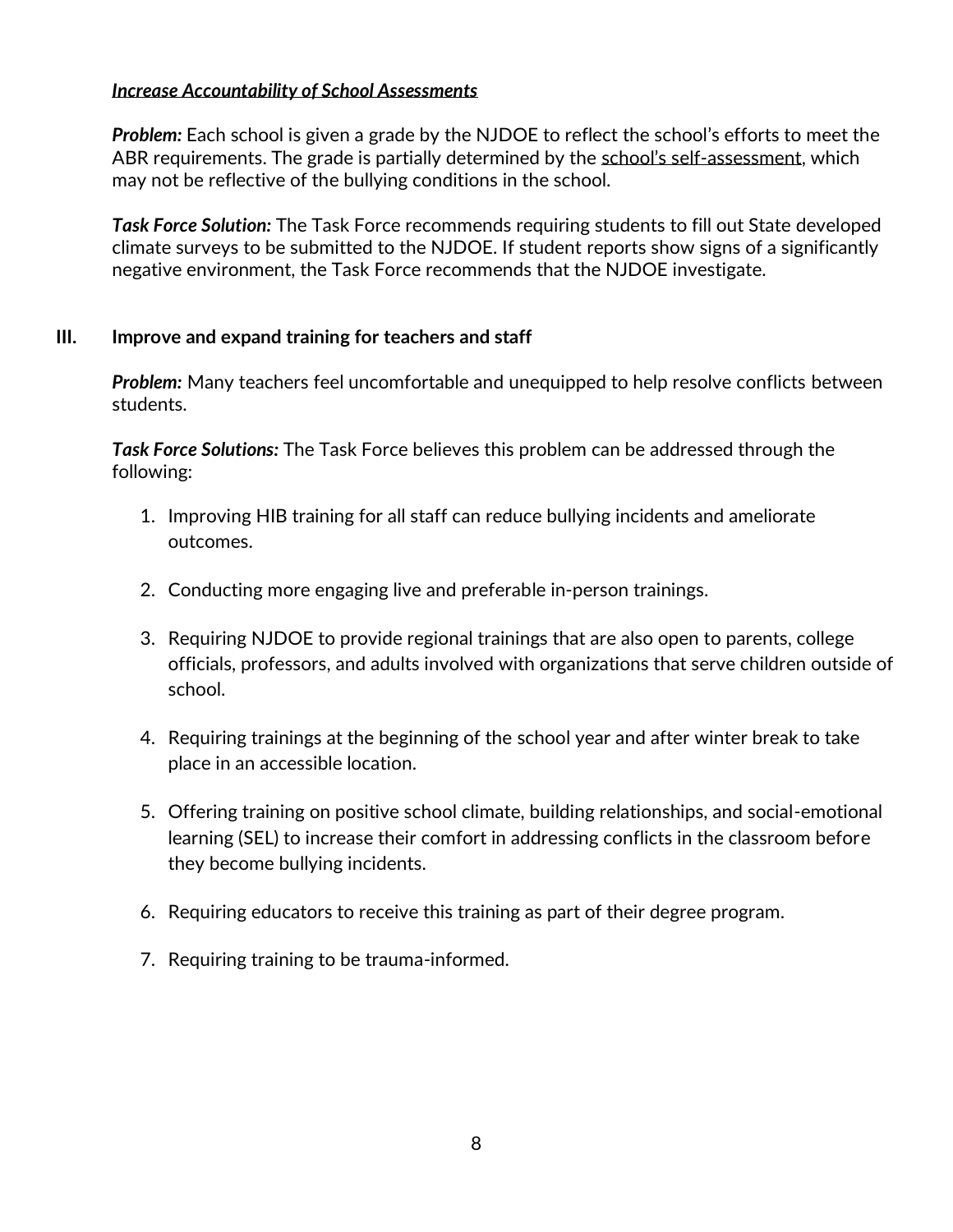***Increase Accountability of School Assessments***

***Problem:*** Each school is given a grade by the NJDOE to reflect the school's efforts to meet the ABR requirements. The grade is partially determined by the school's self-assessment, which may not be reflective of the bullying conditions in the school.

***Task Force Solution:*** The Task Force recommends requiring students to fill out State developed climate surveys to be submitted to the NJDOE. If student reports show signs of a significantly negative environment, the Task Force recommends that the NJDOE investigate.

## III. Improve and expand training for teachers and staff

***Problem:*** Many teachers feel uncomfortable and unequipped to help resolve conflicts between students.

***Task Force Solutions:*** The Task Force believes this problem can be addressed through the following:

1. Improving HIB training for all staff can reduce bullying incidents and ameliorate outcomes.

2. Conducting more engaging live and preferable in-person trainings.

3. Requiring NJDOE to provide regional trainings that are also open to parents, college officials, professors, and adults involved with organizations that serve children outside of school.

4. Requiring trainings at the beginning of the school year and after winter break to take place in an accessible location.

5. Offering training on positive school climate, building relationships, and social-emotional learning (SEL) to increase their comfort in addressing conflicts in the classroom before they become bullying incidents.

6. Requiring educators to receive this training as part of their degree program.

7. Requiring training to be trauma-informed.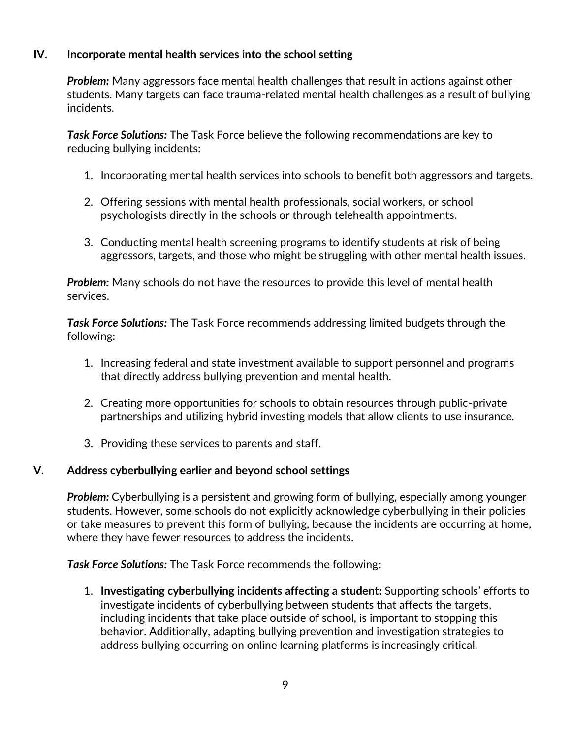## IV. Incorporate mental health services into the school setting

***Problem:*** Many aggressors face mental health challenges that result in actions against other students. Many targets can face trauma-related mental health challenges as a result of bullying incidents.

***Task Force Solutions:*** The Task Force believe the following recommendations are key to reducing bullying incidents:

1. Incorporating mental health services into schools to benefit both aggressors and targets.

2. Offering sessions with mental health professionals, social workers, or school psychologists directly in the schools or through telehealth appointments.

3. Conducting mental health screening programs to identify students at risk of being aggressors, targets, and those who might be struggling with other mental health issues.

***Problem:*** Many schools do not have the resources to provide this level of mental health services.

***Task Force Solutions:*** The Task Force recommends addressing limited budgets through the following:

1. Increasing federal and state investment available to support personnel and programs that directly address bullying prevention and mental health.

2. Creating more opportunities for schools to obtain resources through public-private partnerships and utilizing hybrid investing models that allow clients to use insurance.

3. Providing these services to parents and staff.

## V. Address cyberbullying earlier and beyond school settings

***Problem:*** Cyberbullying is a persistent and growing form of bullying, especially among younger students. However, some schools do not explicitly acknowledge cyberbullying in their policies or take measures to prevent this form of bullying, because the incidents are occurring at home, where they have fewer resources to address the incidents.

***Task Force Solutions:*** The Task Force recommends the following:

1. **Investigating cyberbullying incidents affecting a student:** Supporting schools' efforts to investigate incidents of cyberbullying between students that affects the targets, including incidents that take place outside of school, is important to stopping this behavior. Additionally, adapting bullying prevention and investigation strategies to address bullying occurring on online learning platforms is increasingly critical.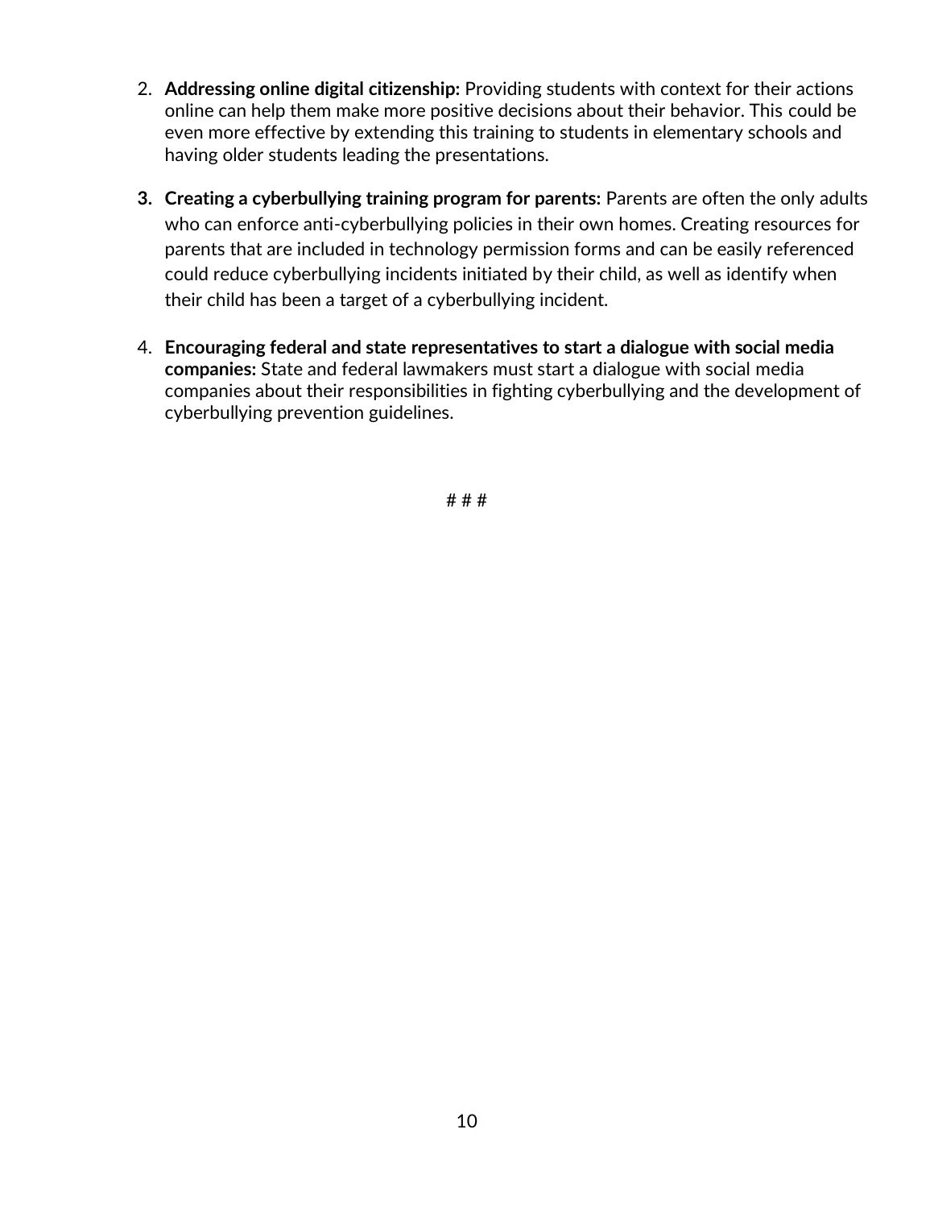2. **Addressing online digital citizenship:** Providing students with context for their actions online can help them make more positive decisions about their behavior. This could be even more effective by extending this training to students in elementary schools and having older students leading the presentations.

3. **Creating a cyberbullying training program for parents:** Parents are often the only adults who can enforce anti-cyberbullying policies in their own homes. Creating resources for parents that are included in technology permission forms and can be easily referenced could reduce cyberbullying incidents initiated by their child, as well as identify when their child has been a target of a cyberbullying incident.

4. **Encouraging federal and state representatives to start a dialogue with social media companies:** State and federal lawmakers must start a dialogue with social media companies about their responsibilities in fighting cyberbullying and the development of cyberbullying prevention guidelines.

# # #